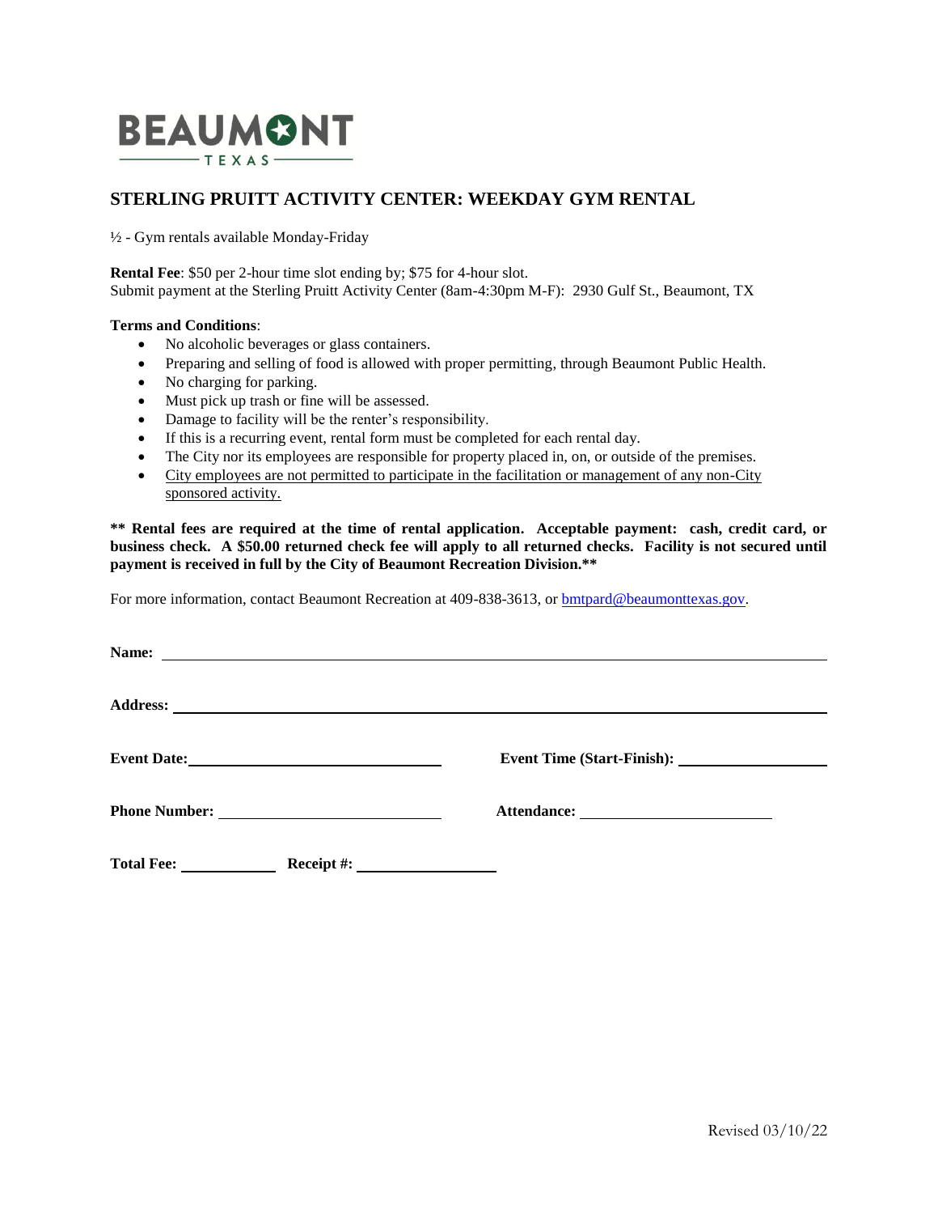BEAUMONT
TEXAS

## STERLING PRUITT ACTIVITY CENTER: WEEKDAY GYM RENTAL

½ - Gym rentals available Monday-Friday

**Rental Fee**: $50 per 2-hour time slot ending by; $75 for 4-hour slot.
Submit payment at the Sterling Pruitt Activity Center (8am-4:30pm M-F): 2930 Gulf St., Beaumont, TX

**Terms and Conditions**:

- No alcoholic beverages or glass containers.
- Preparing and selling of food is allowed with proper permitting, through Beaumont Public Health.
- No charging for parking.
- Must pick up trash or fine will be assessed.
- Damage to facility will be the renter's responsibility.
- If this is a recurring event, rental form must be completed for each rental day.
- The City nor its employees are responsible for property placed in, on, or outside of the premises.
- City employees are not permitted to participate in the facilitation or management of any non-City sponsored activity.

**\*\* Rental fees are required at the time of rental application. Acceptable payment: cash, credit card, or business check. A $50.00 returned check fee will apply to all returned checks. Facility is not secured until payment is received in full by the City of Beaumont Recreation Division.\*\***

For more information, contact Beaumont Recreation at 409-838-3613, or bmtpard@beaumonttexas.gov.

**Name:** ______________________________________________

**Address:** ______________________________________________

**Event Date:** ______________________ **Event Time (Start-Finish):** ______________________

**Phone Number:** ______________________ **Attendance:** ______________________

**Total Fee:** __________ **Receipt #:** ______________

Revised 03/10/22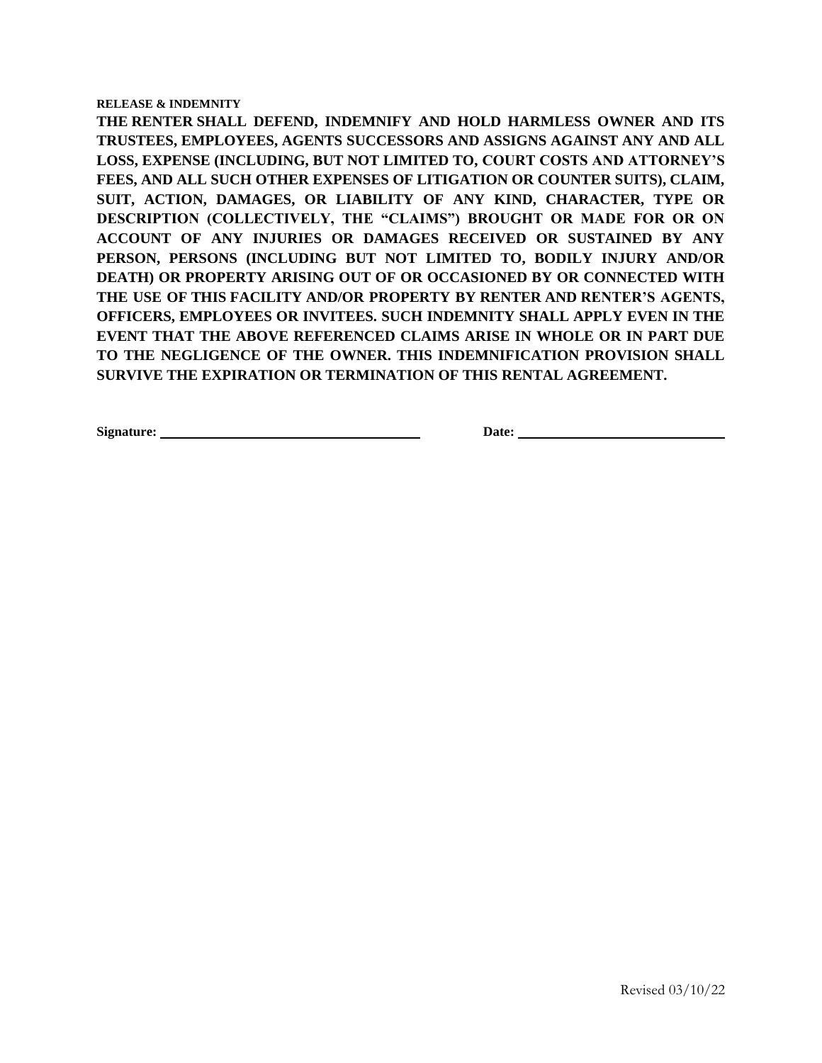**RELEASE & INDEMNITY**

**THE RENTER SHALL DEFEND, INDEMNIFY AND HOLD HARMLESS OWNER AND ITS TRUSTEES, EMPLOYEES, AGENTS SUCCESSORS AND ASSIGNS AGAINST ANY AND ALL LOSS, EXPENSE (INCLUDING, BUT NOT LIMITED TO, COURT COSTS AND ATTORNEY'S FEES, AND ALL SUCH OTHER EXPENSES OF LITIGATION OR COUNTER SUITS), CLAIM, SUIT, ACTION, DAMAGES, OR LIABILITY OF ANY KIND, CHARACTER, TYPE OR DESCRIPTION (COLLECTIVELY, THE "CLAIMS") BROUGHT OR MADE FOR OR ON ACCOUNT OF ANY INJURIES OR DAMAGES RECEIVED OR SUSTAINED BY ANY PERSON, PERSONS (INCLUDING BUT NOT LIMITED TO, BODILY INJURY AND/OR DEATH) OR PROPERTY ARISING OUT OF OR OCCASIONED BY OR CONNECTED WITH THE USE OF THIS FACILITY AND/OR PROPERTY BY RENTER AND RENTER'S AGENTS, OFFICERS, EMPLOYEES OR INVITEES. SUCH INDEMNITY SHALL APPLY EVEN IN THE EVENT THAT THE ABOVE REFERENCED CLAIMS ARISE IN WHOLE OR IN PART DUE TO THE NEGLIGENCE OF THE OWNER. THIS INDEMNIFICATION PROVISION SHALL SURVIVE THE EXPIRATION OR TERMINATION OF THIS RENTAL AGREEMENT.**

**Signature:** ______________________________ **Date:** ______________________________

Revised 03/10/22